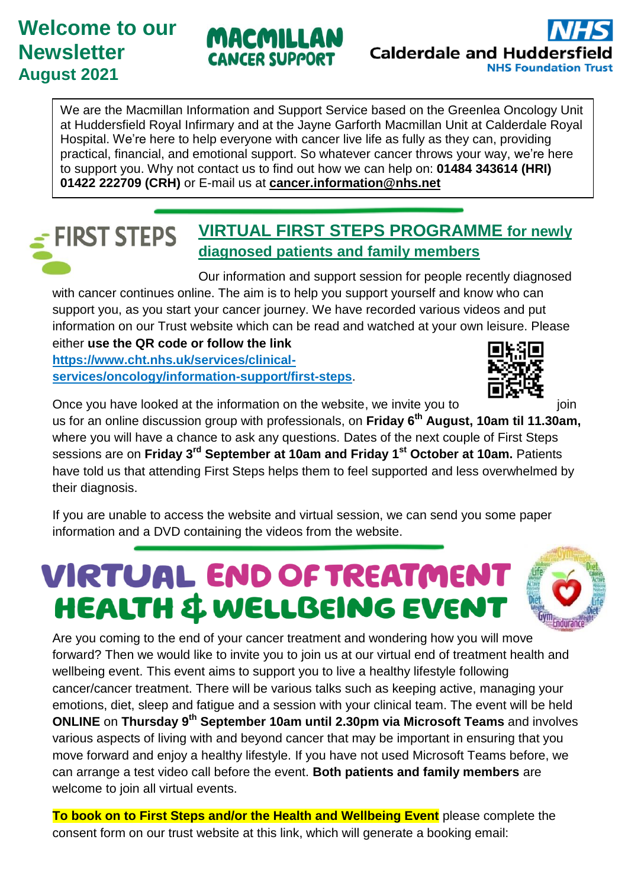# Welcome to our Newsletter August 2021

MACMILLAN CANCER SUPPORT

NHS Calderdale and Huddersfield NHS Foundation Trust

We are the Macmillan Information and Support Service based on the Greenlea Oncology Unit at Huddersfield Royal Infirmary and at the Jayne Garforth Macmillan Unit at Calderdale Royal Hospital. We're here to help everyone with cancer live life as fully as they can, providing practical, financial, and emotional support. So whatever cancer throws your way, we're here to support you. Why not contact us to find out how we can help on: **01484 343614 (HRI) 01422 222709 (CRH)** or E-mail us at **cancer.information@nhs.net**

## VIRTUAL FIRST STEPS PROGRAMME for newly diagnosed patients and family members

FIRST STEPS

Our information and support session for people recently diagnosed with cancer continues online. The aim is to help you support yourself and know who can support you, as you start your cancer journey. We have recorded various videos and put information on our Trust website which can be read and watched at your own leisure. Please either **use the QR code or follow the link** **https://www.cht.nhs.uk/services/clinical-services/oncology/information-support/first-steps**.

Once you have looked at the information on the website, we invite you to join us for an online discussion group with professionals, on **Friday 6th August, 10am til 11.30am,** where you will have a chance to ask any questions. Dates of the next couple of First Steps sessions are on **Friday 3rd September at 10am and Friday 1st October at 10am.** Patients have told us that attending First Steps helps them to feel supported and less overwhelmed by their diagnosis.

If you are unable to access the website and virtual session, we can send you some paper information and a DVD containing the videos from the website.

## VIRTUAL END OF TREATMENT HEALTH & WELLBEING EVENT

Are you coming to the end of your cancer treatment and wondering how you will move forward? Then we would like to invite you to join us at our virtual end of treatment health and wellbeing event. This event aims to support you to live a healthy lifestyle following cancer/cancer treatment. There will be various talks such as keeping active, managing your emotions, diet, sleep and fatigue and a session with your clinical team. The event will be held **ONLINE** on **Thursday 9th September 10am until 2.30pm via Microsoft Teams** and involves various aspects of living with and beyond cancer that may be important in ensuring that you move forward and enjoy a healthy lifestyle. If you have not used Microsoft Teams before, we can arrange a test video call before the event. **Both patients and family members** are welcome to join all virtual events.

**To book on to First Steps and/or the Health and Wellbeing Event** please complete the consent form on our trust website at this link, which will generate a booking email: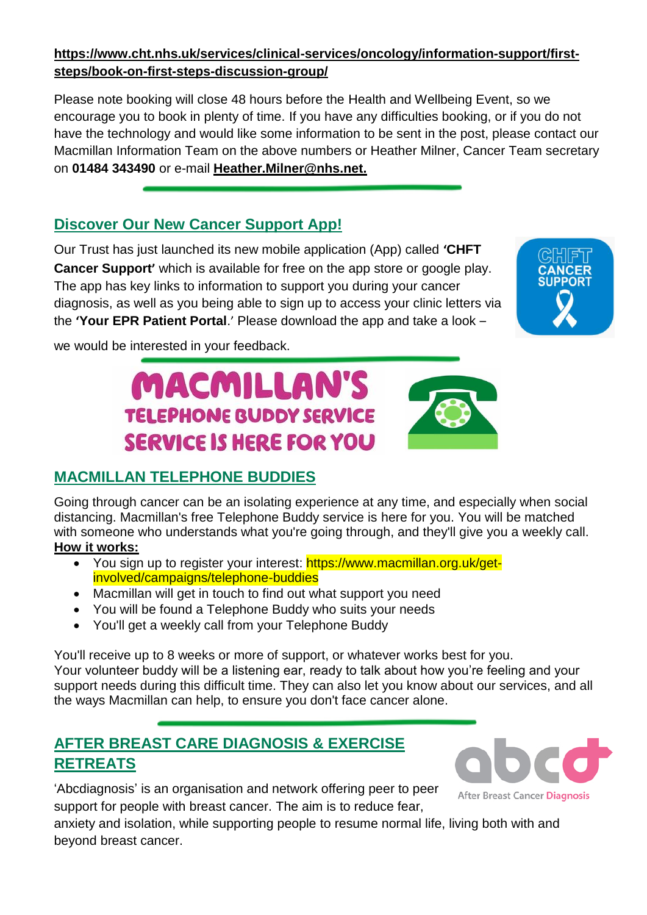**https://www.cht.nhs.uk/services/clinical-services/oncology/information-support/first-steps/book-on-first-steps-discussion-group/**

Please note booking will close 48 hours before the Health and Wellbeing Event, so we encourage you to book in plenty of time. If you have any difficulties booking, or if you do not have the technology and would like some information to be sent in the post, please contact our Macmillan Information Team on the above numbers or Heather Milner, Cancer Team secretary on **01484 343490** or e-mail **Heather.Milner@nhs.net.**

## Discover Our New Cancer Support App!

Our Trust has just launched its new mobile application (App) called **'CHFT Cancer Support'** which is available for free on the app store or google play. The app has key links to information to support you during your cancer diagnosis, as well as you being able to sign up to access your clinic letters via the **'Your EPR Patient Portal**.' Please download the app and take a look – we would be interested in your feedback.

MACMILLAN'S TELEPHONE BUDDY SERVICE SERVICE IS HERE FOR YOU

## MACMILLAN TELEPHONE BUDDIES

Going through cancer can be an isolating experience at any time, and especially when social distancing. Macmillan's free Telephone Buddy service is here for you. You will be matched with someone who understands what you're going through, and they'll give you a weekly call.

**How it works:**

- You sign up to register your interest: https://www.macmillan.org.uk/get-involved/campaigns/telephone-buddies
- Macmillan will get in touch to find out what support you need
- You will be found a Telephone Buddy who suits your needs
- You'll get a weekly call from your Telephone Buddy

You'll receive up to 8 weeks or more of support, or whatever works best for you.
Your volunteer buddy will be a listening ear, ready to talk about how you're feeling and your support needs during this difficult time. They can also let you know about our services, and all the ways Macmillan can help, to ensure you don't face cancer alone.

## AFTER BREAST CARE DIAGNOSIS & EXERCISE RETREATS

'Abcdiagnosis' is an organisation and network offering peer to peer support for people with breast cancer. The aim is to reduce fear, anxiety and isolation, while supporting people to resume normal life, living both with and beyond breast cancer.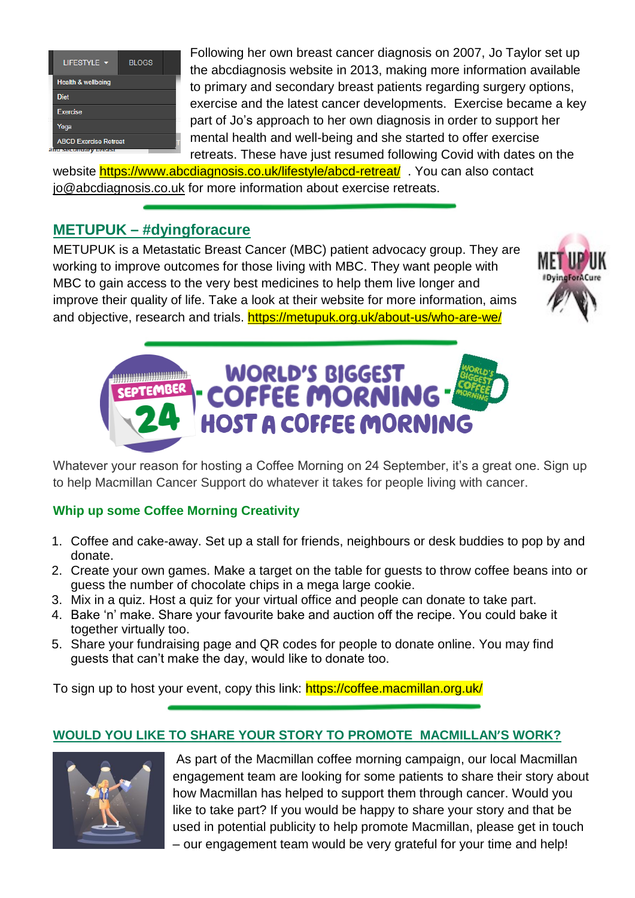Following her own breast cancer diagnosis on 2007, Jo Taylor set up the abcdiagnosis website in 2013, making more information available to primary and secondary breast patients regarding surgery options, exercise and the latest cancer developments. Exercise became a key part of Jo's approach to her own diagnosis in order to support her mental health and well-being and she started to offer exercise retreats. These have just resumed following Covid with dates on the website https://www.abcdiagnosis.co.uk/lifestyle/abcd-retreat/ . You can also contact jo@abcdiagnosis.co.uk for more information about exercise retreats.

## METUPUK – #dyingforacure

METUPUK is a Metastatic Breast Cancer (MBC) patient advocacy group. They are working to improve outcomes for those living with MBC. They want people with MBC to gain access to the very best medicines to help them live longer and improve their quality of life. Take a look at their website for more information, aims and objective, research and trials. https://metupuk.org.uk/about-us/who-are-we/

## WORLD'S BIGGEST COFFEE MORNING – SEPTEMBER 24 – HOST A COFFEE MORNING

Whatever your reason for hosting a Coffee Morning on 24 September, it's a great one. Sign up to help Macmillan Cancer Support do whatever it takes for people living with cancer.

### Whip up some Coffee Morning Creativity

1. Coffee and cake-away. Set up a stall for friends, neighbours or desk buddies to pop by and donate.
2. Create your own games. Make a target on the table for guests to throw coffee beans into or guess the number of chocolate chips in a mega large cookie.
3. Mix in a quiz. Host a quiz for your virtual office and people can donate to take part.
4. Bake 'n' make. Share your favourite bake and auction off the recipe. You could bake it together virtually too.
5. Share your fundraising page and QR codes for people to donate online. You may find guests that can't make the day, would like to donate too.

To sign up to host your event, copy this link: https://coffee.macmillan.org.uk/

## WOULD YOU LIKE TO SHARE YOUR STORY TO PROMOTE MACMILLAN'S WORK?

As part of the Macmillan coffee morning campaign, our local Macmillan engagement team are looking for some patients to share their story about how Macmillan has helped to support them through cancer. Would you like to take part? If you would be happy to share your story and that be used in potential publicity to help promote Macmillan, please get in touch – our engagement team would be very grateful for your time and help!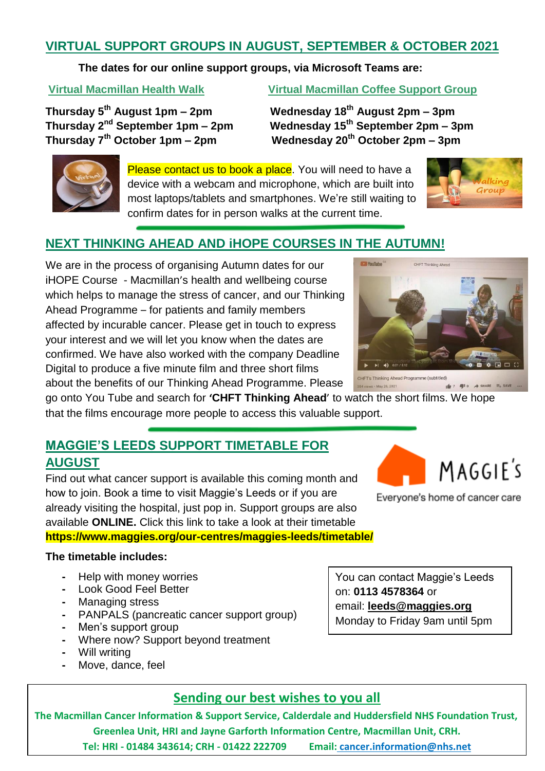## VIRTUAL SUPPORT GROUPS IN AUGUST, SEPTEMBER & OCTOBER 2021

**The dates for our online support groups, via Microsoft Teams are:**

### Virtual Macmillan Health Walk

**Thursday 5th August 1pm – 2pm**
**Thursday 2nd September 1pm – 2pm**
**Thursday 7th October 1pm – 2pm**

### Virtual Macmillan Coffee Support Group

**Wednesday 18th August 2pm – 3pm**
**Wednesday 15th September 2pm – 3pm**
**Wednesday 20th October 2pm – 3pm**

Please contact us to book a place. You will need to have a device with a webcam and microphone, which are built into most laptops/tablets and smartphones. We're still waiting to confirm dates for in person walks at the current time.

## NEXT THINKING AHEAD AND iHOPE COURSES IN THE AUTUMN!

We are in the process of organising Autumn dates for our iHOPE Course - Macmillan's health and wellbeing course which helps to manage the stress of cancer, and our Thinking Ahead Programme – for patients and family members affected by incurable cancer. Please get in touch to express your interest and we will let you know when the dates are confirmed. We have also worked with the company Deadline Digital to produce a five minute film and three short films about the benefits of our Thinking Ahead Programme. Please go onto You Tube and search for **'CHFT Thinking Ahead**' to watch the short films. We hope that the films encourage more people to access this valuable support.

## MAGGIE'S LEEDS SUPPORT TIMETABLE FOR AUGUST

Find out what cancer support is available this coming month and how to join. Book a time to visit Maggie's Leeds or if you are already visiting the hospital, just pop in. Support groups are also available **ONLINE.** Click this link to take a look at their timetable **https://www.maggies.org/our-centres/maggies-leeds/timetable/**

**The timetable includes:**

- Help with money worries
- Look Good Feel Better
- Managing stress
- PANPALS (pancreatic cancer support group)
- Men's support group
- Where now? Support beyond treatment
- Will writing
- Move, dance, feel

You can contact Maggie's Leeds on: **0113 4578364** or email: **leeds@maggies.org**
Monday to Friday 9am until 5pm

## Sending our best wishes to you all

**The Macmillan Cancer Information & Support Service, Calderdale and Huddersfield NHS Foundation Trust, Greenlea Unit, HRI and Jayne Garforth Information Centre, Macmillan Unit, CRH.**
**Tel: HRI - 01484 343614; CRH - 01422 222709 Email: cancer.information@nhs.net**